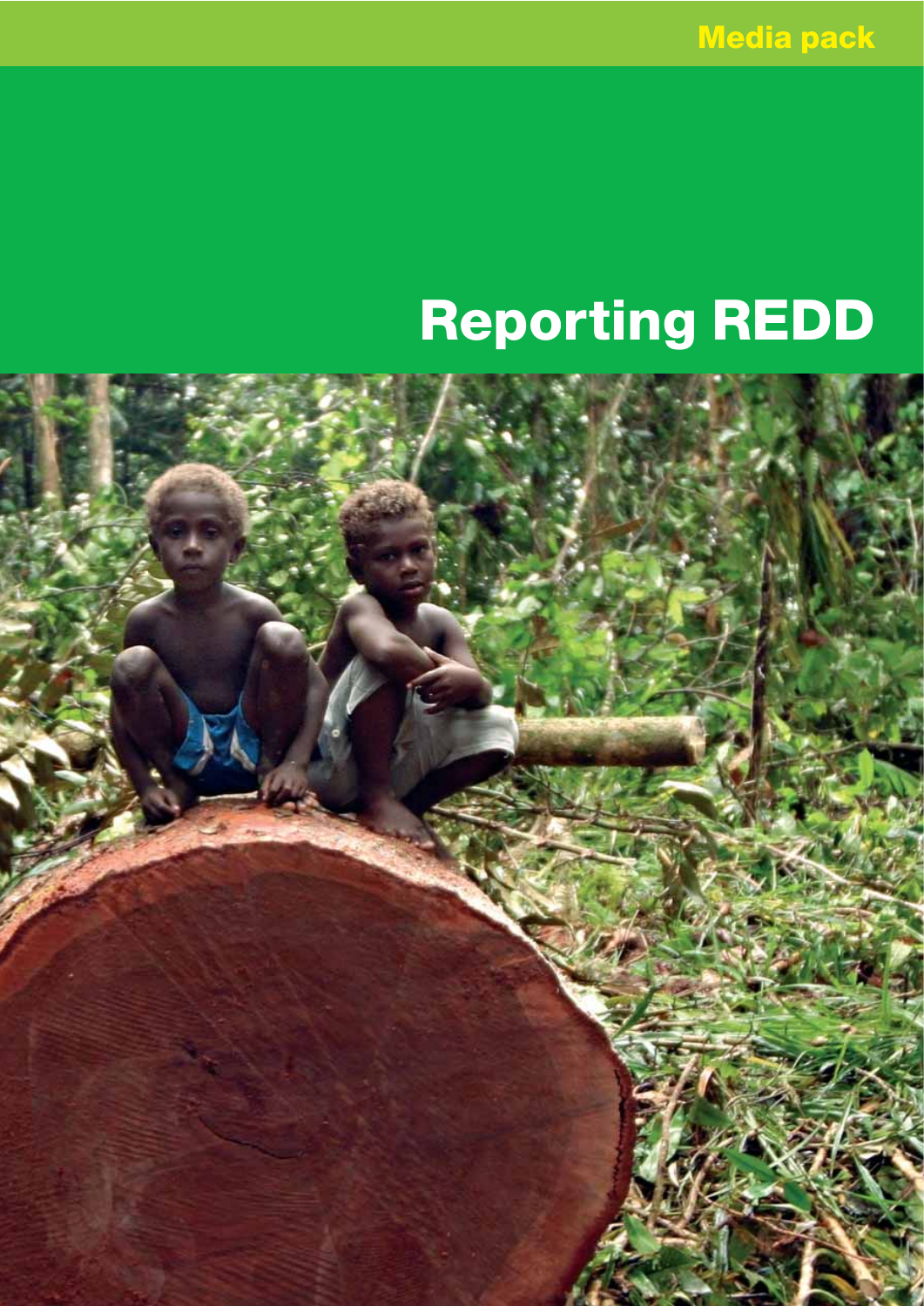Media pack

# Reporting REDD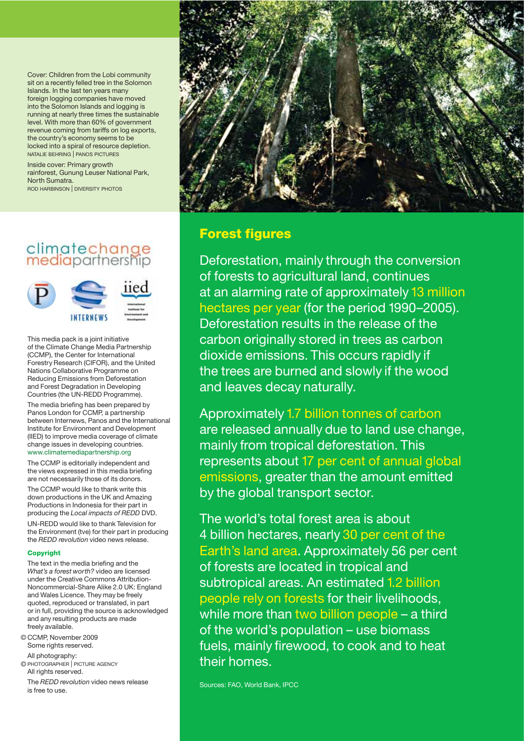Cover: Children from the Lobi community sit on a recently felled tree in the Solomon Islands. In the last ten years many foreign logging companies have moved into the Solomon Islands and logging is running at nearly three times the sustainable level. With more than 60% of government revenue coming from tariffs on log exports, the country's economy seems to be locked into a spiral of resource depletion.
NATALIE BEHRING | PANOS PICTURES

Inside cover: Primary growth rainforest, Gunung Leuser National Park, North Sumatra.
ROD HARBINSON | DIVERSITY PHOTOS

climatechange mediapartnership

INTERNEWS

iied International Institute for Environment and Development

This media pack is a joint initiative of the Climate Change Media Partnership (CCMP), the Center for International Forestry Research (CIFOR), and the United Nations Collaborative Programme on Reducing Emissions from Deforestation and Forest Degradation in Developing Countries (the UN-REDD Programme).

The media briefing has been prepared by Panos London for CCMP, a partnership between Internews, Panos and the International Institute for Environment and Development (IIED) to improve media coverage of climate change issues in developing countries.
www.climatemediapartnership.org

The CCMP is editorially independent and the views expressed in this media briefing are not necessarily those of its donors.

The CCMP would like to thank write this down productions in the UK and Amazing Productions in Indonesia for their part in producing the *Local impacts of REDD* DVD.

UN-REDD would like to thank Television for the Environment (tve) for their part in producing the *REDD revolution* video news release.

**Copyright**

The text in the media briefing and the *What's a forest worth?* video are licensed under the Creative Commons Attribution-Noncommercial-Share Alike 2.0 UK: England and Wales Licence. They may be freely quoted, reproduced or translated, in part or in full, providing the source is acknowledged and any resulting products are made freely available.

© CCMP, November 2009
Some rights reserved.

All photography:
© PHOTOGRAPHER | PICTURE AGENCY
All rights reserved.

The *REDD revolution* video news release is free to use.

## Forest figures

Deforestation, mainly through the conversion of forests to agricultural land, continues at an alarming rate of approximately 13 million hectares per year (for the period 1990–2005). Deforestation results in the release of the carbon originally stored in trees as carbon dioxide emissions. This occurs rapidly if the trees are burned and slowly if the wood and leaves decay naturally.

Approximately 1.7 billion tonnes of carbon are released annually due to land use change, mainly from tropical deforestation. This represents about 17 per cent of annual global emissions, greater than the amount emitted by the global transport sector.

The world's total forest area is about 4 billion hectares, nearly 30 per cent of the Earth's land area. Approximately 56 per cent of forests are located in tropical and subtropical areas. An estimated 1.2 billion people rely on forests for their livelihoods, while more than two billion people – a third of the world's population – use biomass fuels, mainly firewood, to cook and to heat their homes.

Sources: FAO, World Bank, IPCC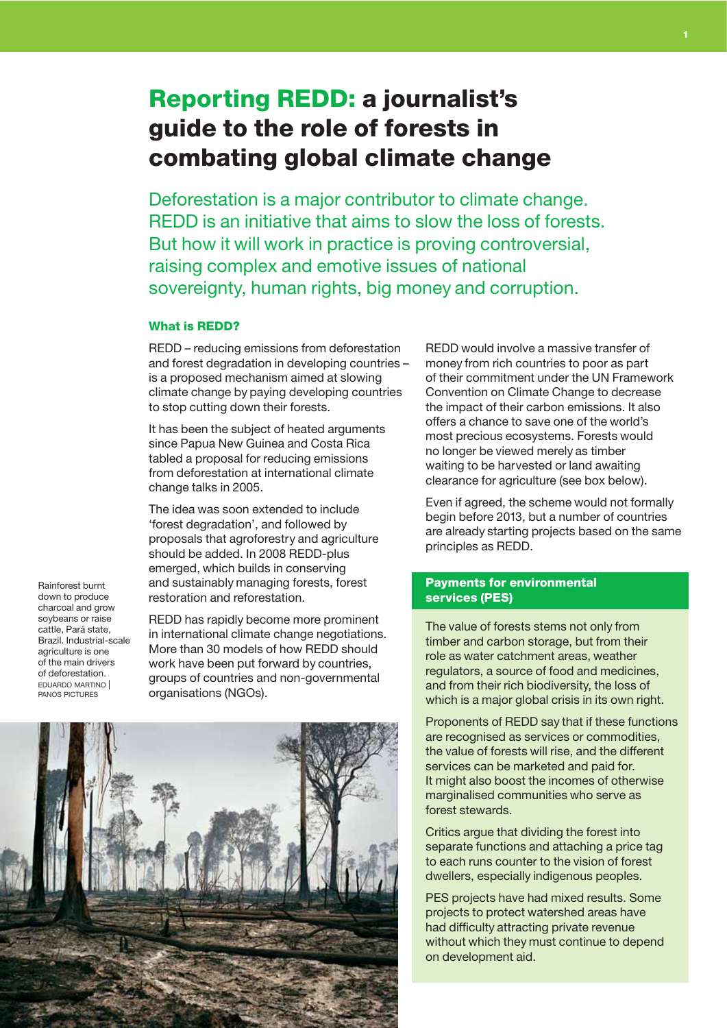# Reporting REDD: a journalist's guide to the role of forests in combating global climate change

Deforestation is a major contributor to climate change. REDD is an initiative that aims to slow the loss of forests. But how it will work in practice is proving controversial, raising complex and emotive issues of national sovereignty, human rights, big money and corruption.

### What is REDD?

REDD – reducing emissions from deforestation and forest degradation in developing countries – is a proposed mechanism aimed at slowing climate change by paying developing countries to stop cutting down their forests.

It has been the subject of heated arguments since Papua New Guinea and Costa Rica tabled a proposal for reducing emissions from deforestation at international climate change talks in 2005.

The idea was soon extended to include 'forest degradation', and followed by proposals that agroforestry and agriculture should be added. In 2008 REDD-plus emerged, which builds in conserving and sustainably managing forests, forest restoration and reforestation.

REDD has rapidly become more prominent in international climate change negotiations. More than 30 models of how REDD should work have been put forward by countries, groups of countries and non-governmental organisations (NGOs).

Rainforest burnt down to produce charcoal and grow soybeans or raise cattle, Pará state, Brazil. Industrial-scale agriculture is one of the main drivers of deforestation. EDUARDO MARTINO | PANOS PICTURES

REDD would involve a massive transfer of money from rich countries to poor as part of their commitment under the UN Framework Convention on Climate Change to decrease the impact of their carbon emissions. It also offers a chance to save one of the world's most precious ecosystems. Forests would no longer be viewed merely as timber waiting to be harvested or land awaiting clearance for agriculture (see box below).

Even if agreed, the scheme would not formally begin before 2013, but a number of countries are already starting projects based on the same principles as REDD.

### Payments for environmental services (PES)

The value of forests stems not only from timber and carbon storage, but from their role as water catchment areas, weather regulators, a source of food and medicines, and from their rich biodiversity, the loss of which is a major global crisis in its own right.

Proponents of REDD say that if these functions are recognised as services or commodities, the value of forests will rise, and the different services can be marketed and paid for. It might also boost the incomes of otherwise marginalised communities who serve as forest stewards.

Critics argue that dividing the forest into separate functions and attaching a price tag to each runs counter to the vision of forest dwellers, especially indigenous peoples.

PES projects have had mixed results. Some projects to protect watershed areas have had difficulty attracting private revenue without which they must continue to depend on development aid.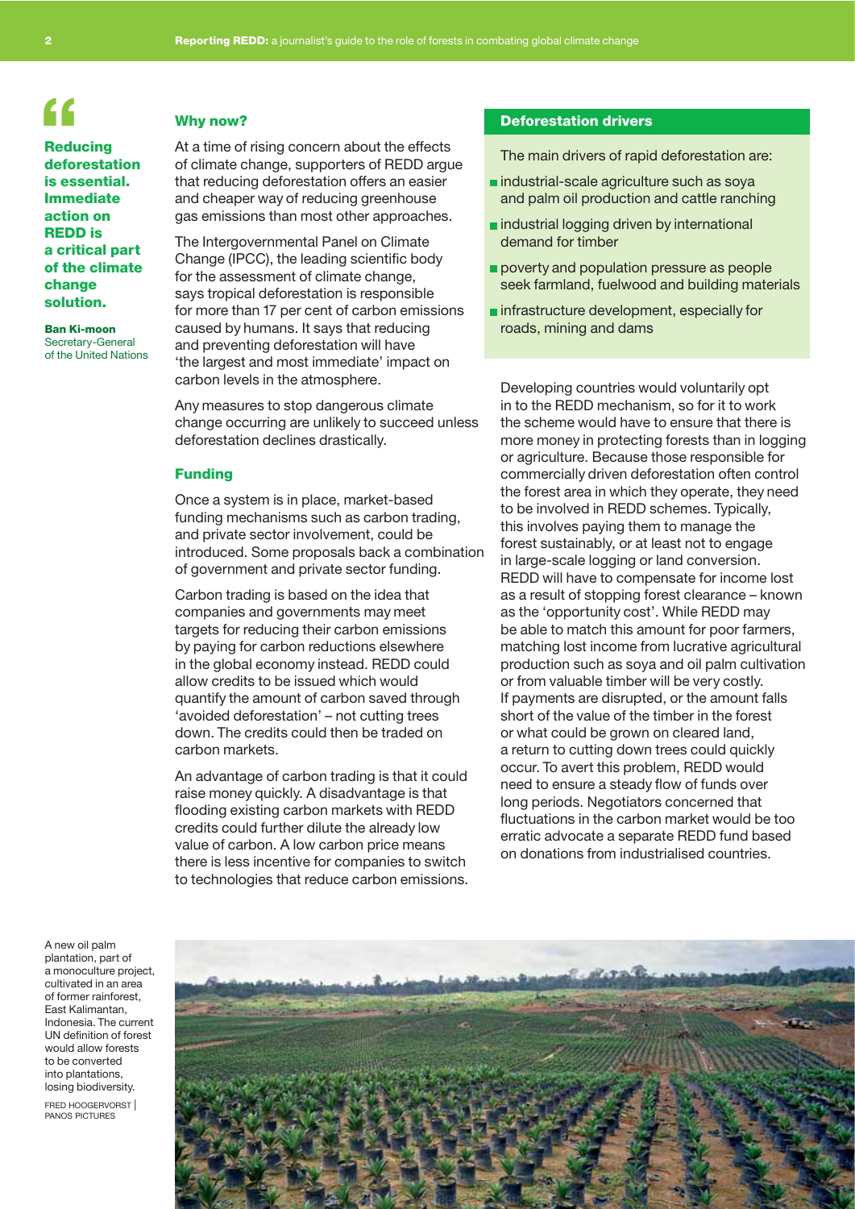> **Reducing deforestation is essential. Immediate action on REDD is a critical part of the climate change solution.**
>
> **Ban Ki-moon**
> Secretary-General of the United Nations

## Why now?

At a time of rising concern about the effects of climate change, supporters of REDD argue that reducing deforestation offers an easier and cheaper way of reducing greenhouse gas emissions than most other approaches.

The Intergovernmental Panel on Climate Change (IPCC), the leading scientific body for the assessment of climate change, says tropical deforestation is responsible for more than 17 per cent of carbon emissions caused by humans. It says that reducing and preventing deforestation will have 'the largest and most immediate' impact on carbon levels in the atmosphere.

Any measures to stop dangerous climate change occurring are unlikely to succeed unless deforestation declines drastically.

## Funding

Once a system is in place, market-based funding mechanisms such as carbon trading, and private sector involvement, could be introduced. Some proposals back a combination of government and private sector funding.

Carbon trading is based on the idea that companies and governments may meet targets for reducing their carbon emissions by paying for carbon reductions elsewhere in the global economy instead. REDD could allow credits to be issued which would quantify the amount of carbon saved through 'avoided deforestation' – not cutting trees down. The credits could then be traded on carbon markets.

An advantage of carbon trading is that it could raise money quickly. A disadvantage is that flooding existing carbon markets with REDD credits could further dilute the already low value of carbon. A low carbon price means there is less incentive for companies to switch to technologies that reduce carbon emissions.

### Deforestation drivers

The main drivers of rapid deforestation are:

- industrial-scale agriculture such as soya and palm oil production and cattle ranching
- industrial logging driven by international demand for timber
- poverty and population pressure as people seek farmland, fuelwood and building materials
- infrastructure development, especially for roads, mining and dams

Developing countries would voluntarily opt in to the REDD mechanism, so for it to work the scheme would have to ensure that there is more money in protecting forests than in logging or agriculture. Because those responsible for commercially driven deforestation often control the forest area in which they operate, they need to be involved in REDD schemes. Typically, this involves paying them to manage the forest sustainably, or at least not to engage in large-scale logging or land conversion. REDD will have to compensate for income lost as a result of stopping forest clearance – known as the 'opportunity cost'. While REDD may be able to match this amount for poor farmers, matching lost income from lucrative agricultural production such as soya and oil palm cultivation or from valuable timber will be very costly. If payments are disrupted, or the amount falls short of the value of the timber in the forest or what could be grown on cleared land, a return to cutting down trees could quickly occur. To avert this problem, REDD would need to ensure a steady flow of funds over long periods. Negotiators concerned that fluctuations in the carbon market would be too erratic advocate a separate REDD fund based on donations from industrialised countries.

A new oil palm plantation, part of a monoculture project, cultivated in an area of former rainforest, East Kalimantan, Indonesia. The current UN definition of forest would allow forests to be converted into plantations, losing biodiversity.

FRED HOOGERVORST | PANOS PICTURES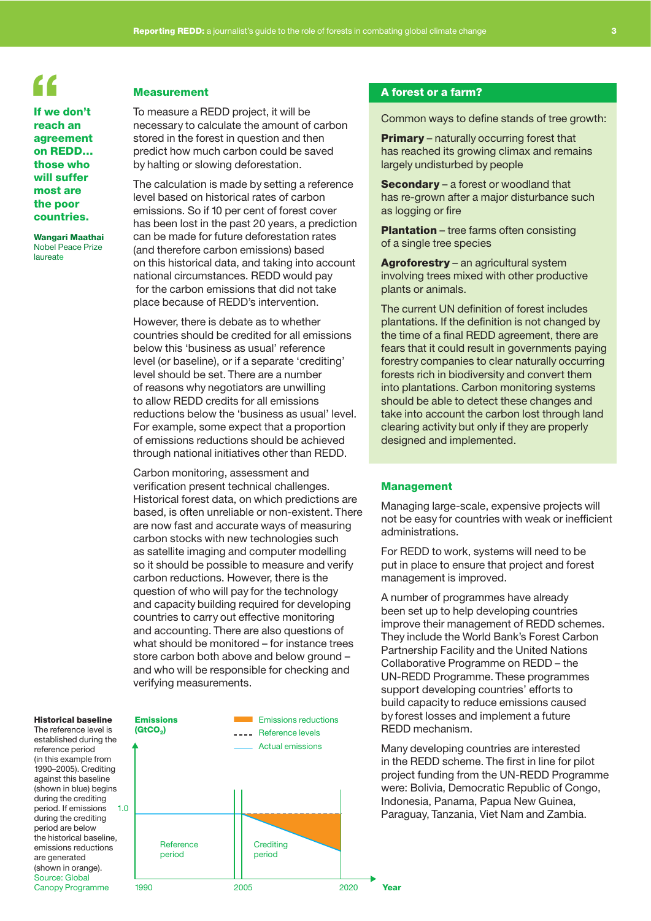> **If we don't reach an agreement on REDD… those who will suffer most are the poor countries.**
>
> **Wangari Maathai**
> Nobel Peace Prize laureate

## Measurement

To measure a REDD project, it will be necessary to calculate the amount of carbon stored in the forest in question and then predict how much carbon could be saved by halting or slowing deforestation.

The calculation is made by setting a reference level based on historical rates of carbon emissions. So if 10 per cent of forest cover has been lost in the past 20 years, a prediction can be made for future deforestation rates (and therefore carbon emissions) based on this historical data, and taking into account national circumstances. REDD would pay for the carbon emissions that did not take place because of REDD's intervention.

However, there is debate as to whether countries should be credited for all emissions below this 'business as usual' reference level (or baseline), or if a separate 'crediting' level should be set. There are a number of reasons why negotiators are unwilling to allow REDD credits for all emissions reductions below the 'business as usual' level. For example, some expect that a proportion of emissions reductions should be achieved through national initiatives other than REDD.

Carbon monitoring, assessment and verification present technical challenges. Historical forest data, on which predictions are based, is often unreliable or non-existent. There are now fast and accurate ways of measuring carbon stocks with new technologies such as satellite imaging and computer modelling so it should be possible to measure and verify carbon reductions. However, there is the question of who will pay for the technology and capacity building required for developing countries to carry out effective monitoring and accounting. There are also questions of what should be monitored – for instance trees store carbon both above and below ground – and who will be responsible for checking and verifying measurements.

**Historical baseline**
The reference level is established during the reference period (in this example from 1990–2005). Crediting against this baseline (shown in blue) begins during the crediting period. If emissions during the crediting period are below the historical baseline, emissions reductions are generated (shown in orange).
Source: Global Canopy Programme

Emissions ($GtCO_2$) — Emissions reductions; Reference levels; Actual emissions
1.0
Reference period — Crediting period
1990 — 2005 — 2020 — Year

## A forest or a farm?

Common ways to define stands of tree growth:

**Primary** – naturally occurring forest that has reached its growing climax and remains largely undisturbed by people

**Secondary** – a forest or woodland that has re-grown after a major disturbance such as logging or fire

**Plantation** – tree farms often consisting of a single tree species

**Agroforestry** – an agricultural system involving trees mixed with other productive plants or animals.

The current UN definition of forest includes plantations. If the definition is not changed by the time of a final REDD agreement, there are fears that it could result in governments paying forestry companies to clear naturally occurring forests rich in biodiversity and convert them into plantations. Carbon monitoring systems should be able to detect these changes and take into account the carbon lost through land clearing activity but only if they are properly designed and implemented.

## Management

Managing large-scale, expensive projects will not be easy for countries with weak or inefficient administrations.

For REDD to work, systems will need to be put in place to ensure that project and forest management is improved.

A number of programmes have already been set up to help developing countries improve their management of REDD schemes. They include the World Bank's Forest Carbon Partnership Facility and the United Nations Collaborative Programme on REDD – the UN-REDD Programme. These programmes support developing countries' efforts to build capacity to reduce emissions caused by forest losses and implement a future REDD mechanism.

Many developing countries are interested in the REDD scheme. The first in line for pilot project funding from the UN-REDD Programme were: Bolivia, Democratic Republic of Congo, Indonesia, Panama, Papua New Guinea, Paraguay, Tanzania, Viet Nam and Zambia.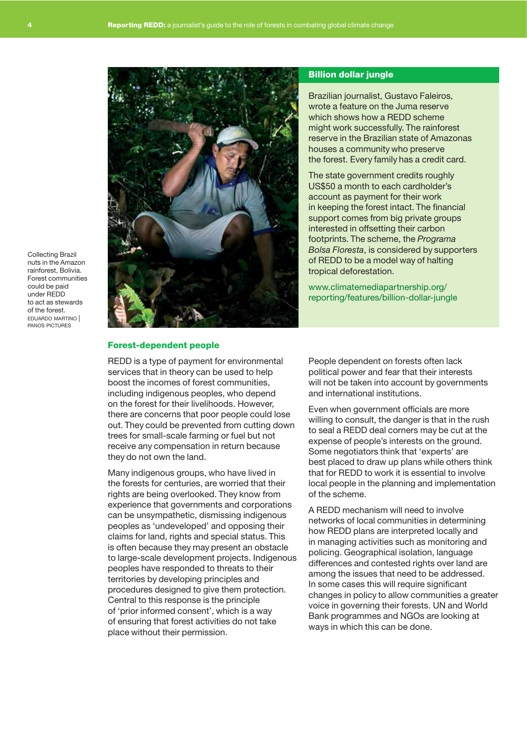Collecting Brazil nuts in the Amazon rainforest, Bolivia. Forest communities could be paid under REDD to act as stewards of the forest.
EDUARDO MARTINO | PANOS PICTURES

## Billion dollar jungle

Brazilian journalist, Gustavo Faleiros, wrote a feature on the Juma reserve which shows how a REDD scheme might work successfully. The rainforest reserve in the Brazilian state of Amazonas houses a community who preserve the forest. Every family has a credit card.

The state government credits roughly US$50 a month to each cardholder's account as payment for their work in keeping the forest intact. The financial support comes from big private groups interested in offsetting their carbon footprints. The scheme, the *Programa Bolsa Floresta*, is considered by supporters of REDD to be a model way of halting tropical deforestation.

www.climatemediapartnership.org/reporting/features/billion-dollar-jungle

## Forest-dependent people

REDD is a type of payment for environmental services that in theory can be used to help boost the incomes of forest communities, including indigenous peoples, who depend on the forest for their livelihoods. However, there are concerns that poor people could lose out. They could be prevented from cutting down trees for small-scale farming or fuel but not receive any compensation in return because they do not own the land.

Many indigenous groups, who have lived in the forests for centuries, are worried that their rights are being overlooked. They know from experience that governments and corporations can be unsympathetic, dismissing indigenous peoples as 'undeveloped' and opposing their claims for land, rights and special status. This is often because they may present an obstacle to large-scale development projects. Indigenous peoples have responded to threats to their territories by developing principles and procedures designed to give them protection. Central to this response is the principle of 'prior informed consent', which is a way of ensuring that forest activities do not take place without their permission.

People dependent on forests often lack political power and fear that their interests will not be taken into account by governments and international institutions.

Even when government officials are more willing to consult, the danger is that in the rush to seal a REDD deal corners may be cut at the expense of people's interests on the ground. Some negotiators think that 'experts' are best placed to draw up plans while others think that for REDD to work it is essential to involve local people in the planning and implementation of the scheme.

A REDD mechanism will need to involve networks of local communities in determining how REDD plans are interpreted locally and in managing activities such as monitoring and policing. Geographical isolation, language differences and contested rights over land are among the issues that need to be addressed. In some cases this will require significant changes in policy to allow communities a greater voice in governing their forests. UN and World Bank programmes and NGOs are looking at ways in which this can be done.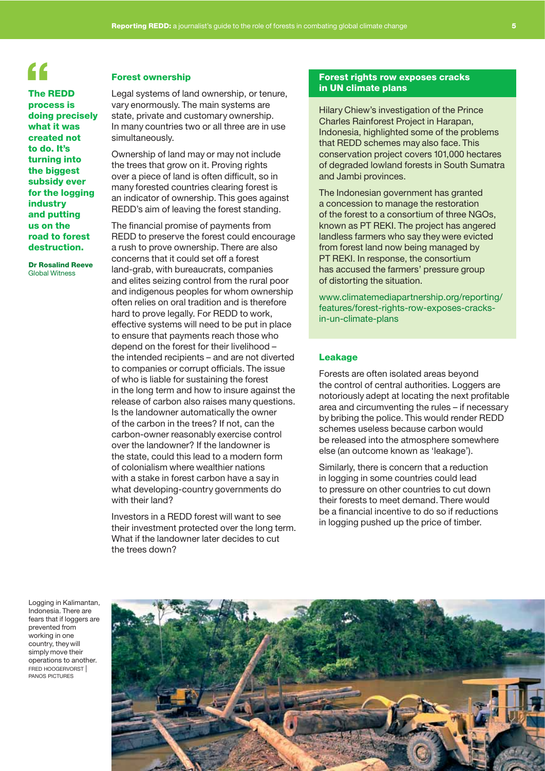> "The REDD process is doing precisely what it was created not to do. It's turning into the biggest subsidy ever for the logging industry and putting us on the road to forest destruction.
>
> **Dr Rosalind Reeve**
> Global Witness

## Forest ownership

Legal systems of land ownership, or tenure, vary enormously. The main systems are state, private and customary ownership. In many countries two or all three are in use simultaneously.

Ownership of land may or may not include the trees that grow on it. Proving rights over a piece of land is often difficult, so in many forested countries clearing forest is an indicator of ownership. This goes against REDD's aim of leaving the forest standing.

The financial promise of payments from REDD to preserve the forest could encourage a rush to prove ownership. There are also concerns that it could set off a forest land-grab, with bureaucrats, companies and elites seizing control from the rural poor and indigenous peoples for whom ownership often relies on oral tradition and is therefore hard to prove legally. For REDD to work, effective systems will need to be put in place to ensure that payments reach those who depend on the forest for their livelihood – the intended recipients – and are not diverted to companies or corrupt officials. The issue of who is liable for sustaining the forest in the long term and how to insure against the release of carbon also raises many questions. Is the landowner automatically the owner of the carbon in the trees? If not, can the carbon-owner reasonably exercise control over the landowner? If the landowner is the state, could this lead to a modern form of colonialism where wealthier nations with a stake in forest carbon have a say in what developing-country governments do with their land?

Investors in a REDD forest will want to see their investment protected over the long term. What if the landowner later decides to cut the trees down?

### Forest rights row exposes cracks in UN climate plans

Hilary Chiew's investigation of the Prince Charles Rainforest Project in Harapan, Indonesia, highlighted some of the problems that REDD schemes may also face. This conservation project covers 101,000 hectares of degraded lowland forests in South Sumatra and Jambi provinces.

The Indonesian government has granted a concession to manage the restoration of the forest to a consortium of three NGOs, known as PT REKI. The project has angered landless farmers who say they were evicted from forest land now being managed by PT REKI. In response, the consortium has accused the farmers' pressure group of distorting the situation.

www.climatemediapartnership.org/reporting/features/forest-rights-row-exposes-cracks-in-un-climate-plans

## Leakage

Forests are often isolated areas beyond the control of central authorities. Loggers are notoriously adept at locating the next profitable area and circumventing the rules – if necessary by bribing the police. This would render REDD schemes useless because carbon would be released into the atmosphere somewhere else (an outcome known as 'leakage').

Similarly, there is concern that a reduction in logging in some countries could lead to pressure on other countries to cut down their forests to meet demand. There would be a financial incentive to do so if reductions in logging pushed up the price of timber.

Logging in Kalimantan, Indonesia. There are fears that if loggers are prevented from working in one country, they will simply move their operations to another.
FRED HOOGERVORST | PANOS PICTURES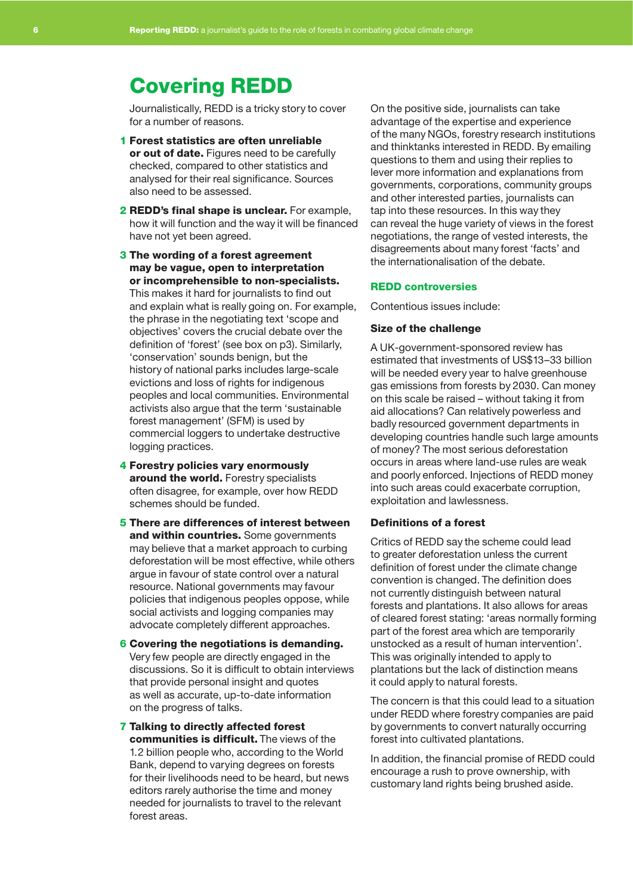# Covering REDD

Journalistically, REDD is a tricky story to cover for a number of reasons.

1. **Forest statistics are often unreliable or out of date.** Figures need to be carefully checked, compared to other statistics and analysed for their real significance. Sources also need to be assessed.
2. **REDD's final shape is unclear.** For example, how it will function and the way it will be financed have not yet been agreed.
3. **The wording of a forest agreement may be vague, open to interpretation or incomprehensible to non-specialists.** This makes it hard for journalists to find out and explain what is really going on. For example, the phrase in the negotiating text 'scope and objectives' covers the crucial debate over the definition of 'forest' (see box on p3). Similarly, 'conservation' sounds benign, but the history of national parks includes large-scale evictions and loss of rights for indigenous peoples and local communities. Environmental activists also argue that the term 'sustainable forest management' (SFM) is used by commercial loggers to undertake destructive logging practices.
4. **Forestry policies vary enormously around the world.** Forestry specialists often disagree, for example, over how REDD schemes should be funded.
5. **There are differences of interest between and within countries.** Some governments may believe that a market approach to curbing deforestation will be most effective, while others argue in favour of state control over a natural resource. National governments may favour policies that indigenous peoples oppose, while social activists and logging companies may advocate completely different approaches.
6. **Covering the negotiations is demanding.** Very few people are directly engaged in the discussions. So it is difficult to obtain interviews that provide personal insight and quotes as well as accurate, up-to-date information on the progress of talks.
7. **Talking to directly affected forest communities is difficult.** The views of the 1.2 billion people who, according to the World Bank, depend to varying degrees on forests for their livelihoods need to be heard, but news editors rarely authorise the time and money needed for journalists to travel to the relevant forest areas.

On the positive side, journalists can take advantage of the expertise and experience of the many NGOs, forestry research institutions and thinktanks interested in REDD. By emailing questions to them and using their replies to lever more information and explanations from governments, corporations, community groups and other interested parties, journalists can tap into these resources. In this way they can reveal the huge variety of views in the forest negotiations, the range of vested interests, the disagreements about many forest 'facts' and the internationalisation of the debate.

## REDD controversies

Contentious issues include:

### Size of the challenge

A UK-government-sponsored review has estimated that investments of US$13–33 billion will be needed every year to halve greenhouse gas emissions from forests by 2030. Can money on this scale be raised – without taking it from aid allocations? Can relatively powerless and badly resourced government departments in developing countries handle such large amounts of money? The most serious deforestation occurs in areas where land-use rules are weak and poorly enforced. Injections of REDD money into such areas could exacerbate corruption, exploitation and lawlessness.

### Definitions of a forest

Critics of REDD say the scheme could lead to greater deforestation unless the current definition of forest under the climate change convention is changed. The definition does not currently distinguish between natural forests and plantations. It also allows for areas of cleared forest stating: 'areas normally forming part of the forest area which are temporarily unstocked as a result of human intervention'. This was originally intended to apply to plantations but the lack of distinction means it could apply to natural forests.

The concern is that this could lead to a situation under REDD where forestry companies are paid by governments to convert naturally occurring forest into cultivated plantations.

In addition, the financial promise of REDD could encourage a rush to prove ownership, with customary land rights being brushed aside.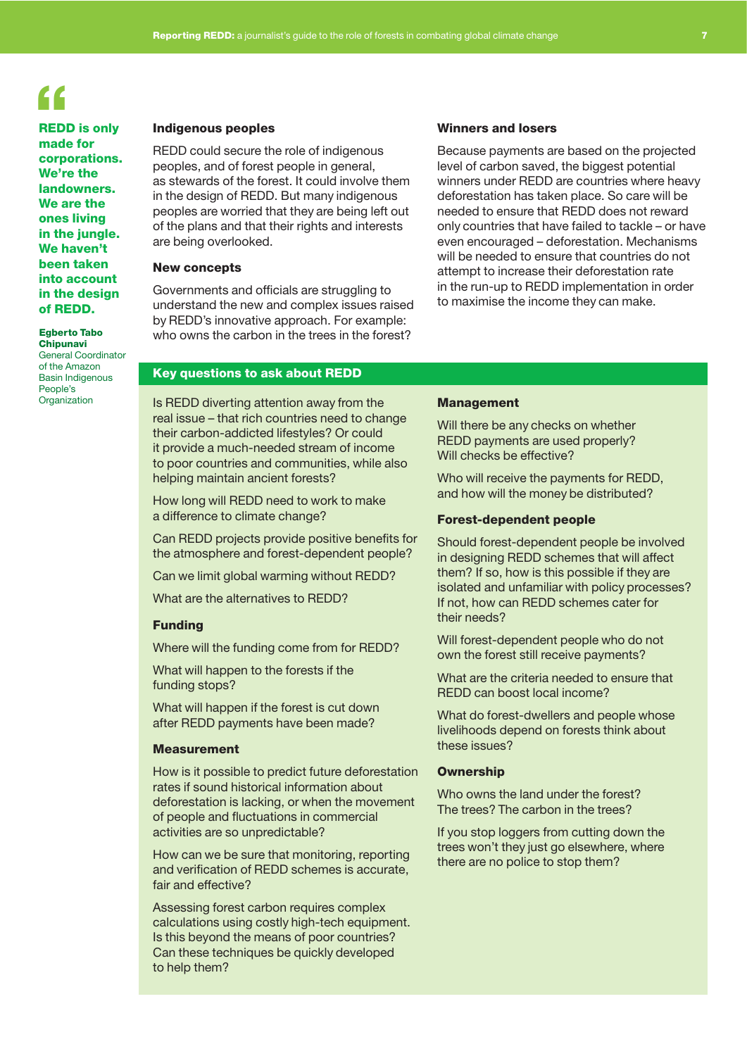> **REDD is only made for corporations. We're the landowners. We are the ones living in the jungle. We haven't been taken into account in the design of REDD.**
>
> **Egberto Tabo Chipunavi**
> General Coordinator of the Amazon Basin Indigenous People's Organization

### Indigenous peoples

REDD could secure the role of indigenous peoples, and of forest people in general, as stewards of the forest. It could involve them in the design of REDD. But many indigenous peoples are worried that they are being left out of the plans and that their rights and interests are being overlooked.

### New concepts

Governments and officials are struggling to understand the new and complex issues raised by REDD's innovative approach. For example: who owns the carbon in the trees in the forest?

### Winners and losers

Because payments are based on the projected level of carbon saved, the biggest potential winners under REDD are countries where heavy deforestation has taken place. So care will be needed to ensure that REDD does not reward only countries that have failed to tackle – or have even encouraged – deforestation. Mechanisms will be needed to ensure that countries do not attempt to increase their deforestation rate in the run-up to REDD implementation in order to maximise the income they can make.

## Key questions to ask about REDD

Is REDD diverting attention away from the real issue – that rich countries need to change their carbon-addicted lifestyles? Or could it provide a much-needed stream of income to poor countries and communities, while also helping maintain ancient forests?

How long will REDD need to work to make a difference to climate change?

Can REDD projects provide positive benefits for the atmosphere and forest-dependent people?

Can we limit global warming without REDD?

What are the alternatives to REDD?

### Funding

Where will the funding come from for REDD?

What will happen to the forests if the funding stops?

What will happen if the forest is cut down after REDD payments have been made?

### Measurement

How is it possible to predict future deforestation rates if sound historical information about deforestation is lacking, or when the movement of people and fluctuations in commercial activities are so unpredictable?

How can we be sure that monitoring, reporting and verification of REDD schemes is accurate, fair and effective?

Assessing forest carbon requires complex calculations using costly high-tech equipment. Is this beyond the means of poor countries? Can these techniques be quickly developed to help them?

### Management

Will there be any checks on whether REDD payments are used properly? Will checks be effective?

Who will receive the payments for REDD, and how will the money be distributed?

### Forest-dependent people

Should forest-dependent people be involved in designing REDD schemes that will affect them? If so, how is this possible if they are isolated and unfamiliar with policy processes? If not, how can REDD schemes cater for their needs?

Will forest-dependent people who do not own the forest still receive payments?

What are the criteria needed to ensure that REDD can boost local income?

What do forest-dwellers and people whose livelihoods depend on forests think about these issues?

### Ownership

Who owns the land under the forest? The trees? The carbon in the trees?

If you stop loggers from cutting down the trees won't they just go elsewhere, where there are no police to stop them?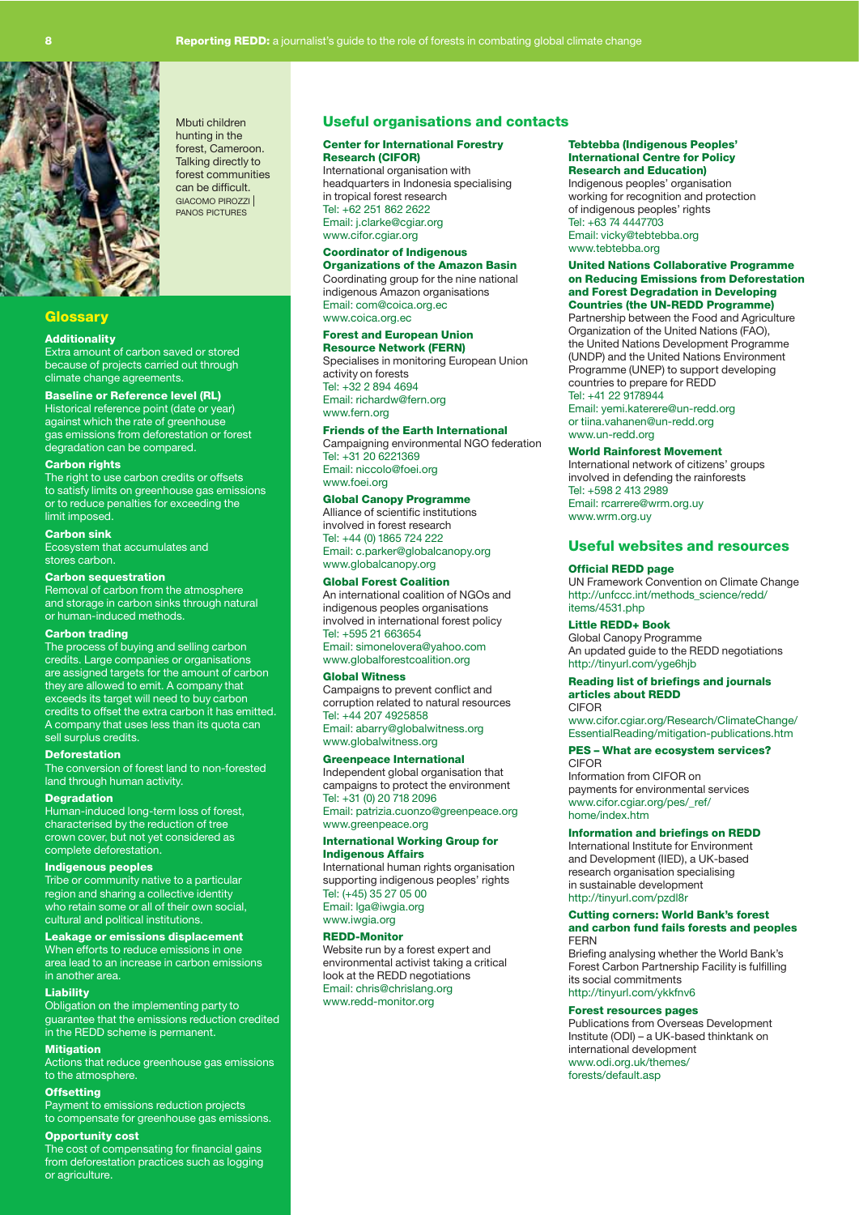Mbuti children hunting in the forest, Cameroon. Talking directly to forest communities can be difficult. GIACOMO PIROZZI | PANOS PICTURES

## Glossary

**Additionality**
Extra amount of carbon saved or stored because of projects carried out through climate change agreements.

**Baseline or Reference level (RL)**
Historical reference point (date or year) against which the rate of greenhouse gas emissions from deforestation or forest degradation can be compared.

**Carbon rights**
The right to use carbon credits or offsets to satisfy limits on greenhouse gas emissions or to reduce penalties for exceeding the limit imposed.

**Carbon sink**
Ecosystem that accumulates and stores carbon.

**Carbon sequestration**
Removal of carbon from the atmosphere and storage in carbon sinks through natural or human-induced methods.

**Carbon trading**
The process of buying and selling carbon credits. Large companies or organisations are assigned targets for the amount of carbon they are allowed to emit. A company that exceeds its target will need to buy carbon credits to offset the extra carbon it has emitted. A company that uses less than its quota can sell surplus credits.

**Deforestation**
The conversion of forest land to non-forested land through human activity.

**Degradation**
Human-induced long-term loss of forest, characterised by the reduction of tree crown cover, but not yet considered as complete deforestation.

**Indigenous peoples**
Tribe or community native to a particular region and sharing a collective identity who retain some or all of their own social, cultural and political institutions.

**Leakage or emissions displacement**
When efforts to reduce emissions in one area lead to an increase in carbon emissions in another area.

**Liability**
Obligation on the implementing party to guarantee that the emissions reduction credited in the REDD scheme is permanent.

**Mitigation**
Actions that reduce greenhouse gas emissions to the atmosphere.

**Offsetting**
Payment to emissions reduction projects to compensate for greenhouse gas emissions.

**Opportunity cost**
The cost of compensating for financial gains from deforestation practices such as logging or agriculture.

## Useful organisations and contacts

**Center for International Forestry Research (CIFOR)**
International organisation with headquarters in Indonesia specialising in tropical forest research
Tel: +62 251 862 2622
Email: j.clarke@cgiar.org
www.cifor.cgiar.org

**Coordinator of Indigenous Organizations of the Amazon Basin**
Coordinating group for the nine national indigenous Amazon organisations
Email: com@coica.org.ec
www.coica.org.ec

**Forest and European Union Resource Network (FERN)**
Specialises in monitoring European Union activity on forests
Tel: +32 2 894 4694
Email: richardw@fern.org
www.fern.org

**Friends of the Earth International**
Campaigning environmental NGO federation
Tel: +31 20 6221369
Email: niccolo@foei.org
www.foei.org

**Global Canopy Programme**
Alliance of scientific institutions involved in forest research
Tel: +44 (0) 1865 724 222
Email: c.parker@globalcanopy.org
www.globalcanopy.org

**Global Forest Coalition**
An international coalition of NGOs and indigenous peoples organisations involved in international forest policy
Tel: +595 21 663654
Email: simonelovera@yahoo.com
www.globalforestcoalition.org

**Global Witness**
Campaigns to prevent conflict and corruption related to natural resources
Tel: +44 207 4925858
Email: abarry@globalwitness.org
www.globalwitness.org

**Greenpeace International**
Independent global organisation that campaigns to protect the environment
Tel: +31 (0) 20 718 2096
Email: patrizia.cuonzo@greenpeace.org
www.greenpeace.org

**International Working Group for Indigenous Affairs**
International human rights organisation supporting indigenous peoples' rights
Tel: (+45) 35 27 05 00
Email: lga@iwgia.org
www.iwgia.org

**REDD-Monitor**
Website run by a forest expert and environmental activist taking a critical look at the REDD negotiations
Email: chris@chrislang.org
www.redd-monitor.org

**Tebtebba (Indigenous Peoples' International Centre for Policy Research and Education)**
Indigenous peoples' organisation working for recognition and protection of indigenous peoples' rights
Tel: +63 74 4447703
Email: vicky@tebtebba.org
www.tebtebba.org

**United Nations Collaborative Programme on Reducing Emissions from Deforestation and Forest Degradation in Developing Countries (the UN-REDD Programme)**
Partnership between the Food and Agriculture Organization of the United Nations (FAO), the United Nations Development Programme (UNDP) and the United Nations Environment Programme (UNEP) to support developing countries to prepare for REDD
Tel: +41 22 9178944
Email: yemi.katerere@un-redd.org or tiina.vahanen@un-redd.org
www.un-redd.org

**World Rainforest Movement**
International network of citizens' groups involved in defending the rainforests
Tel: +598 2 413 2989
Email: rcarrere@wrm.org.uy
www.wrm.org.uy

## Useful websites and resources

**Official REDD page**
UN Framework Convention on Climate Change
http://unfccc.int/methods_science/redd/items/4531.php

**Little REDD+ Book**
Global Canopy Programme
An updated guide to the REDD negotiations
http://tinyurl.com/yge6hjb

**Reading list of briefings and journals articles about REDD**
CIFOR
www.cifor.cgiar.org/Research/ClimateChange/EssentialReading/mitigation-publications.htm

**PES – What are ecosystem services?**
CIFOR
Information from CIFOR on payments for environmental services
www.cifor.cgiar.org/pes/_ref/home/index.htm

**Information and briefings on REDD**
International Institute for Environment and Development (IIED), a UK-based research organisation specialising in sustainable development
http://tinyurl.com/pzdl8r

**Cutting corners: World Bank's forest and carbon fund fails forests and peoples**
FERN
Briefing analysing whether the World Bank's Forest Carbon Partnership Facility is fulfilling its social commitments
http://tinyurl.com/ykkfnv6

**Forest resources pages**
Publications from Overseas Development Institute (ODI) – a UK-based thinktank on international development
www.odi.org.uk/themes/forests/default.asp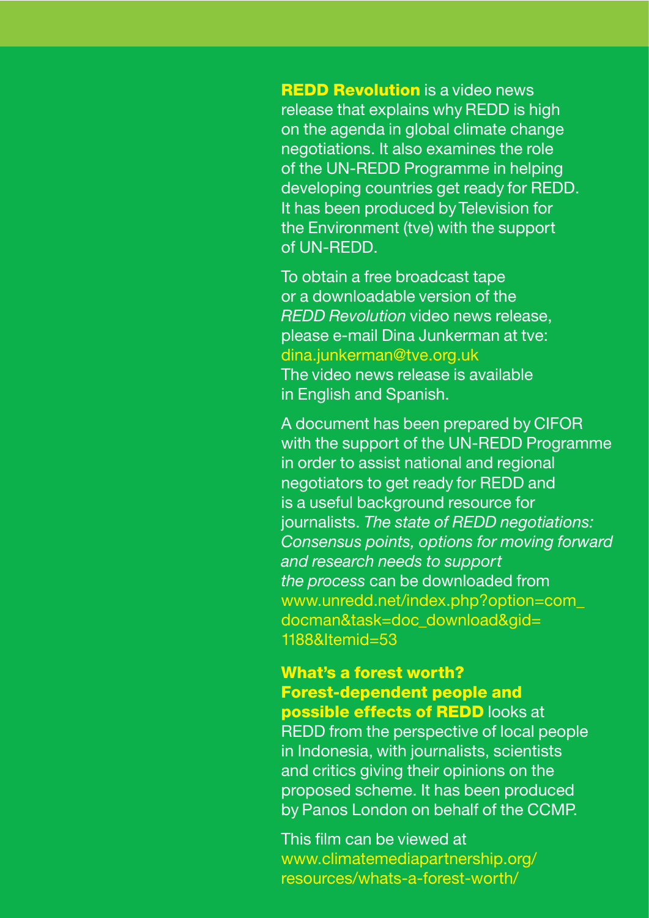**REDD Revolution** is a video news release that explains why REDD is high on the agenda in global climate change negotiations. It also examines the role of the UN-REDD Programme in helping developing countries get ready for REDD. It has been produced by Television for the Environment (tve) with the support of UN-REDD.

To obtain a free broadcast tape or a downloadable version of the *REDD Revolution* video news release, please e-mail Dina Junkerman at tve: dina.junkerman@tve.org.uk
The video news release is available in English and Spanish.

A document has been prepared by CIFOR with the support of the UN-REDD Programme in order to assist national and regional negotiators to get ready for REDD and is a useful background resource for journalists. *The state of REDD negotiations: Consensus points, options for moving forward and research needs to support the process* can be downloaded from www.unredd.net/index.php?option=com_docman&task=doc_download&gid=1188&Itemid=53

**What's a forest worth? Forest-dependent people and possible effects of REDD** looks at REDD from the perspective of local people in Indonesia, with journalists, scientists and critics giving their opinions on the proposed scheme. It has been produced by Panos London on behalf of the CCMP.

This film can be viewed at www.climatemediapartnership.org/resources/whats-a-forest-worth/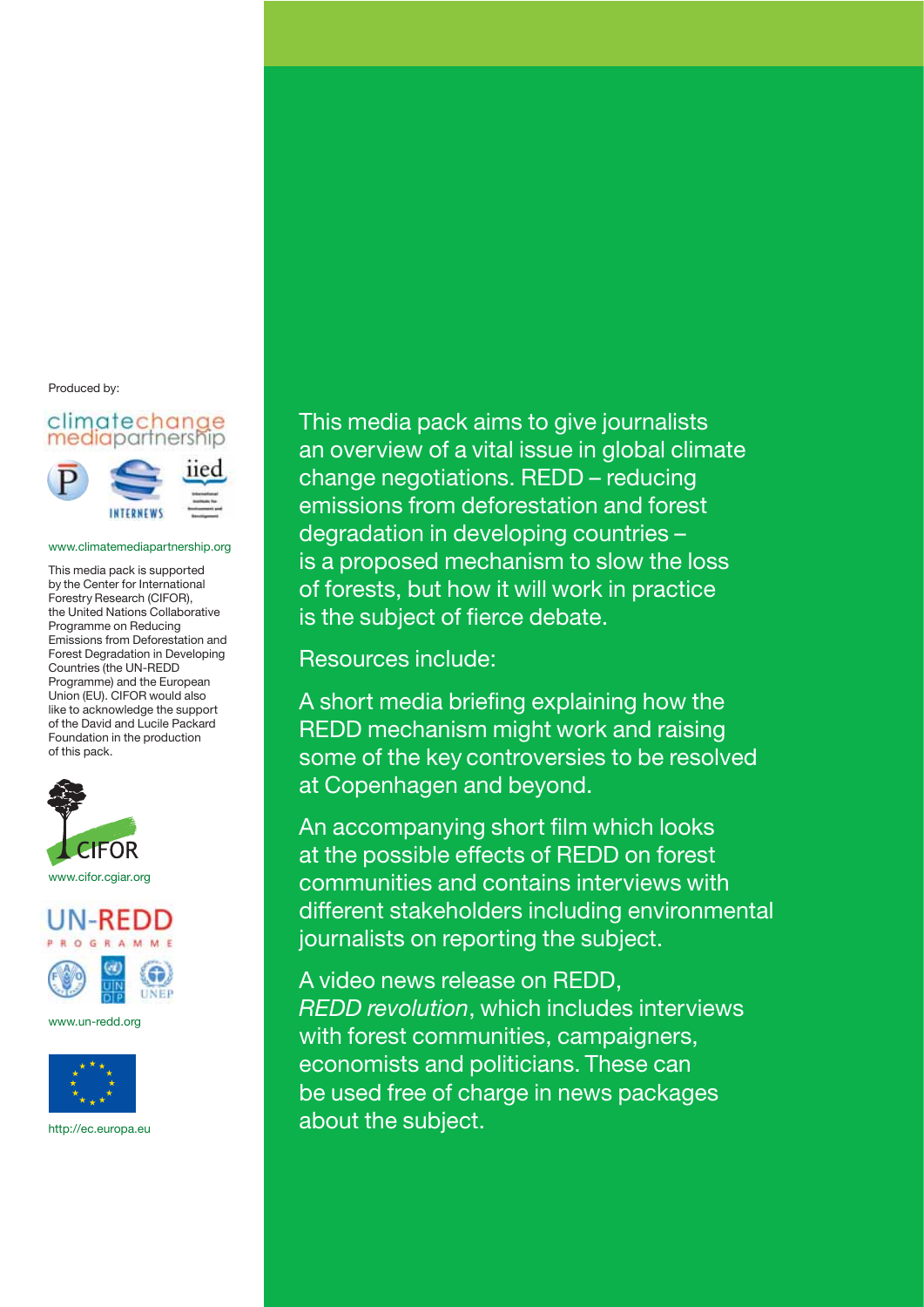Produced by:

climatechange mediapartnership

www.climatemediapartnership.org

This media pack is supported by the Center for International Forestry Research (CIFOR), the United Nations Collaborative Programme on Reducing Emissions from Deforestation and Forest Degradation in Developing Countries (the UN-REDD Programme) and the European Union (EU). CIFOR would also like to acknowledge the support of the David and Lucile Packard Foundation in the production of this pack.

CIFOR

www.cifor.cgiar.org

UN-REDD PROGRAMME

www.un-redd.org

http://ec.europa.eu

This media pack aims to give journalists an overview of a vital issue in global climate change negotiations. REDD – reducing emissions from deforestation and forest degradation in developing countries – is a proposed mechanism to slow the loss of forests, but how it will work in practice is the subject of fierce debate.

Resources include:

A short media briefing explaining how the REDD mechanism might work and raising some of the key controversies to be resolved at Copenhagen and beyond.

An accompanying short film which looks at the possible effects of REDD on forest communities and contains interviews with different stakeholders including environmental journalists on reporting the subject.

A video news release on REDD, *REDD revolution*, which includes interviews with forest communities, campaigners, economists and politicians. These can be used free of charge in news packages about the subject.